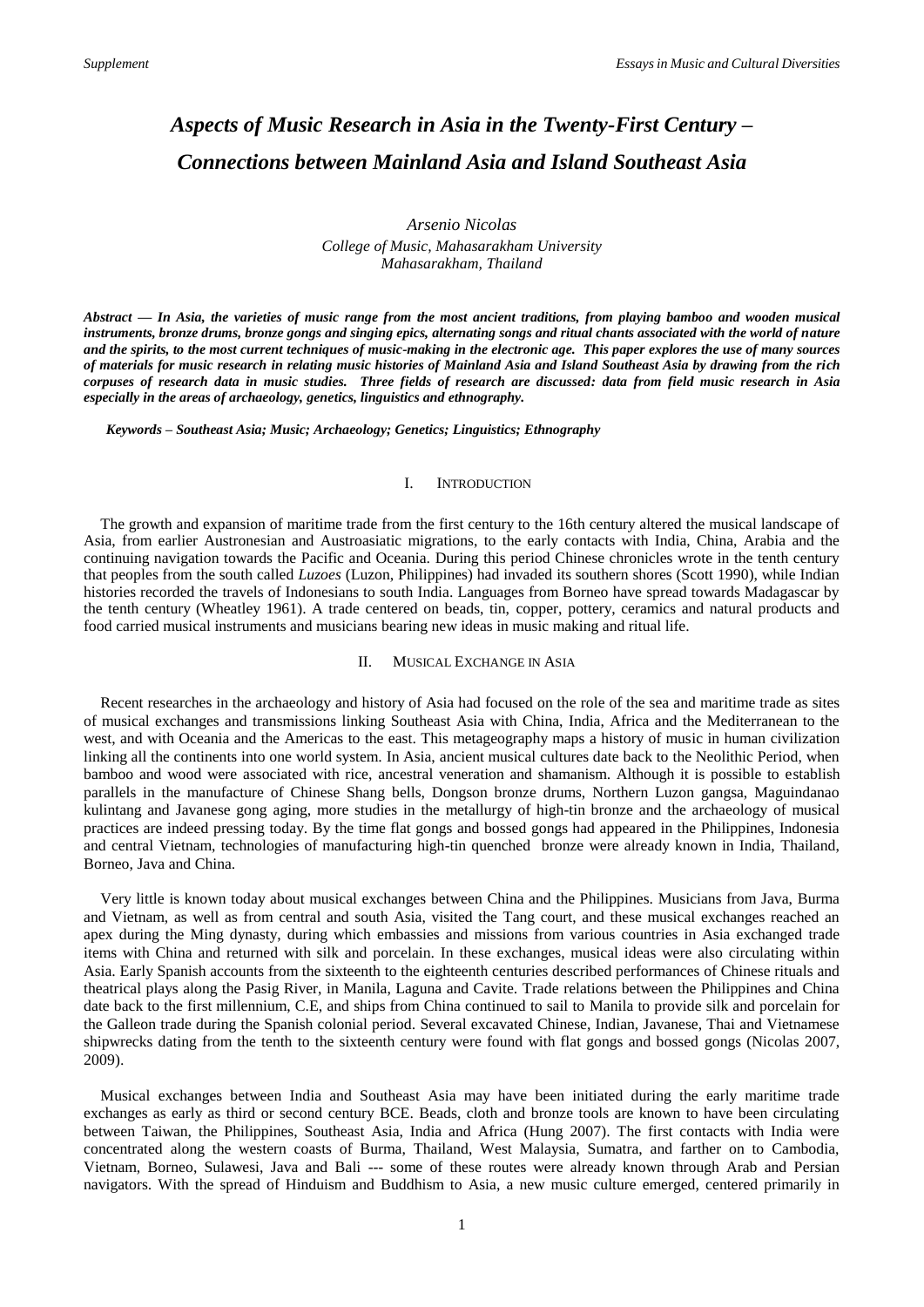# *Aspects of Music Research in Asia in the Twenty-First Century – Connections between Mainland Asia and Island Southeast Asia*

*Arsenio Nicolas*
*College of Music, Mahasarakham University*
*Mahasarakham, Thailand*

***Abstract — In Asia, the varieties of music range from the most ancient traditions, from playing bamboo and wooden musical instruments, bronze drums, bronze gongs and singing epics, alternating songs and ritual chants associated with the world of nature and the spirits, to the most current techniques of music-making in the electronic age. This paper explores the use of many sources of materials for music research in relating music histories of Mainland Asia and Island Southeast Asia by drawing from the rich corpuses of research data in music studies. Three fields of research are discussed: data from field music research in Asia especially in the areas of archaeology, genetics, linguistics and ethnography.***

***Keywords – Southeast Asia; Music; Archaeology; Genetics; Linguistics; Ethnography***

## I. INTRODUCTION

The growth and expansion of maritime trade from the first century to the 16th century altered the musical landscape of Asia, from earlier Austronesian and Austroasiatic migrations, to the early contacts with India, China, Arabia and the continuing navigation towards the Pacific and Oceania. During this period Chinese chronicles wrote in the tenth century that peoples from the south called *Luzoes* (Luzon, Philippines) had invaded its southern shores (Scott 1990), while Indian histories recorded the travels of Indonesians to south India. Languages from Borneo have spread towards Madagascar by the tenth century (Wheatley 1961). A trade centered on beads, tin, copper, pottery, ceramics and natural products and food carried musical instruments and musicians bearing new ideas in music making and ritual life.

## II. MUSICAL EXCHANGE IN ASIA

Recent researches in the archaeology and history of Asia had focused on the role of the sea and maritime trade as sites of musical exchanges and transmissions linking Southeast Asia with China, India, Africa and the Mediterranean to the west, and with Oceania and the Americas to the east. This metageography maps a history of music in human civilization linking all the continents into one world system. In Asia, ancient musical cultures date back to the Neolithic Period, when bamboo and wood were associated with rice, ancestral veneration and shamanism. Although it is possible to establish parallels in the manufacture of Chinese Shang bells, Dongson bronze drums, Northern Luzon gangsa, Maguindanao kulintang and Javanese gong aging, more studies in the metallurgy of high-tin bronze and the archaeology of musical practices are indeed pressing today. By the time flat gongs and bossed gongs had appeared in the Philippines, Indonesia and central Vietnam, technologies of manufacturing high-tin quenched bronze were already known in India, Thailand, Borneo, Java and China.

Very little is known today about musical exchanges between China and the Philippines. Musicians from Java, Burma and Vietnam, as well as from central and south Asia, visited the Tang court, and these musical exchanges reached an apex during the Ming dynasty, during which embassies and missions from various countries in Asia exchanged trade items with China and returned with silk and porcelain. In these exchanges, musical ideas were also circulating within Asia. Early Spanish accounts from the sixteenth to the eighteenth centuries described performances of Chinese rituals and theatrical plays along the Pasig River, in Manila, Laguna and Cavite. Trade relations between the Philippines and China date back to the first millennium, C.E, and ships from China continued to sail to Manila to provide silk and porcelain for the Galleon trade during the Spanish colonial period. Several excavated Chinese, Indian, Javanese, Thai and Vietnamese shipwrecks dating from the tenth to the sixteenth century were found with flat gongs and bossed gongs (Nicolas 2007, 2009).

Musical exchanges between India and Southeast Asia may have been initiated during the early maritime trade exchanges as early as third or second century BCE. Beads, cloth and bronze tools are known to have been circulating between Taiwan, the Philippines, Southeast Asia, India and Africa (Hung 2007). The first contacts with India were concentrated along the western coasts of Burma, Thailand, West Malaysia, Sumatra, and farther on to Cambodia, Vietnam, Borneo, Sulawesi, Java and Bali --- some of these routes were already known through Arab and Persian navigators. With the spread of Hinduism and Buddhism to Asia, a new music culture emerged, centered primarily in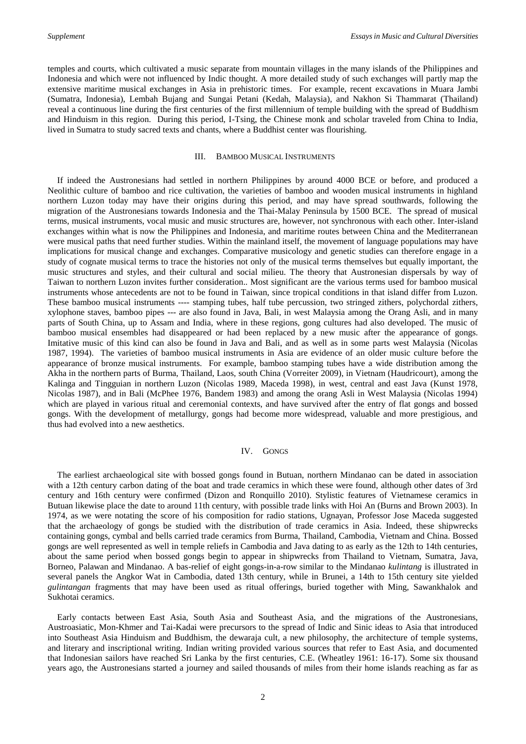temples and courts, which cultivated a music separate from mountain villages in the many islands of the Philippines and Indonesia and which were not influenced by Indic thought. A more detailed study of such exchanges will partly map the extensive maritime musical exchanges in Asia in prehistoric times. For example, recent excavations in Muara Jambi (Sumatra, Indonesia), Lembah Bujang and Sungai Petani (Kedah, Malaysia), and Nakhon Si Thammarat (Thailand) reveal a continuous line during the first centuries of the first millennium of temple building with the spread of Buddhism and Hinduism in this region. During this period, I-Tsing, the Chinese monk and scholar traveled from China to India, lived in Sumatra to study sacred texts and chants, where a Buddhist center was flourishing.

## III. Bamboo Musical Instruments

If indeed the Austronesians had settled in northern Philippines by around 4000 BCE or before, and produced a Neolithic culture of bamboo and rice cultivation, the varieties of bamboo and wooden musical instruments in highland northern Luzon today may have their origins during this period, and may have spread southwards, following the migration of the Austronesians towards Indonesia and the Thai-Malay Peninsula by 1500 BCE. The spread of musical terms, musical instruments, vocal music and music structures are, however, not synchronous with each other. Inter-island exchanges within what is now the Philippines and Indonesia, and maritime routes between China and the Mediterranean were musical paths that need further studies. Within the mainland itself, the movement of language populations may have implications for musical change and exchanges. Comparative musicology and genetic studies can therefore engage in a study of cognate musical terms to trace the histories not only of the musical terms themselves but equally important, the music structures and styles, and their cultural and social milieu. The theory that Austronesian dispersals by way of Taiwan to northern Luzon invites further consideration.. Most significant are the various terms used for bamboo musical instruments whose antecedents are not to be found in Taiwan, since tropical conditions in that island differ from Luzon. These bamboo musical instruments ---- stamping tubes, half tube percussion, two stringed zithers, polychordal zithers, xylophone staves, bamboo pipes --- are also found in Java, Bali, in west Malaysia among the Orang Asli, and in many parts of South China, up to Assam and India, where in these regions, gong cultures had also developed. The music of bamboo musical ensembles had disappeared or had been replaced by a new music after the appearance of gongs. Imitative music of this kind can also be found in Java and Bali, and as well as in some parts west Malaysia (Nicolas 1987, 1994). The varieties of bamboo musical instruments in Asia are evidence of an older music culture before the appearance of bronze musical instruments. For example, bamboo stamping tubes have a wide distribution among the Akha in the northern parts of Burma, Thailand, Laos, south China (Vorreiter 2009), in Vietnam (Haudricourt), among the Kalinga and Tingguian in northern Luzon (Nicolas 1989, Maceda 1998), in west, central and east Java (Kunst 1978, Nicolas 1987), and in Bali (McPhee 1976, Bandem 1983) and among the orang Asli in West Malaysia (Nicolas 1994) which are played in various ritual and ceremonial contexts, and have survived after the entry of flat gongs and bossed gongs. With the development of metallurgy, gongs had become more widespread, valuable and more prestigious, and thus had evolved into a new aesthetics.

## IV. Gongs

The earliest archaeological site with bossed gongs found in Butuan, northern Mindanao can be dated in association with a 12th century carbon dating of the boat and trade ceramics in which these were found, although other dates of 3rd century and 16th century were confirmed (Dizon and Ronquillo 2010). Stylistic features of Vietnamese ceramics in Butuan likewise place the date to around 11th century, with possible trade links with Hoi An (Burns and Brown 2003). In 1974, as we were notating the score of his composition for radio stations, Ugnayan, Professor Jose Maceda suggested that the archaeology of gongs be studied with the distribution of trade ceramics in Asia. Indeed, these shipwrecks containing gongs, cymbal and bells carried trade ceramics from Burma, Thailand, Cambodia, Vietnam and China. Bossed gongs are well represented as well in temple reliefs in Cambodia and Java dating to as early as the 12th to 14th centuries, about the same period when bossed gongs begin to appear in shipwrecks from Thailand to Vietnam, Sumatra, Java, Borneo, Palawan and Mindanao. A bas-relief of eight gongs-in-a-row similar to the Mindanao *kulintang* is illustrated in several panels the Angkor Wat in Cambodia, dated 13th century, while in Brunei, a 14th to 15th century site yielded *gulintangan* fragments that may have been used as ritual offerings, buried together with Ming, Sawankhalok and Sukhotai ceramics.

Early contacts between East Asia, South Asia and Southeast Asia, and the migrations of the Austronesians, Austroasiatic, Mon-Khmer and Tai-Kadai were precursors to the spread of Indic and Sinic ideas to Asia that introduced into Southeast Asia Hinduism and Buddhism, the dewaraja cult, a new philosophy, the architecture of temple systems, and literary and inscriptional writing. Indian writing provided various sources that refer to East Asia, and documented that Indonesian sailors have reached Sri Lanka by the first centuries, C.E. (Wheatley 1961: 16-17). Some six thousand years ago, the Austronesians started a journey and sailed thousands of miles from their home islands reaching as far as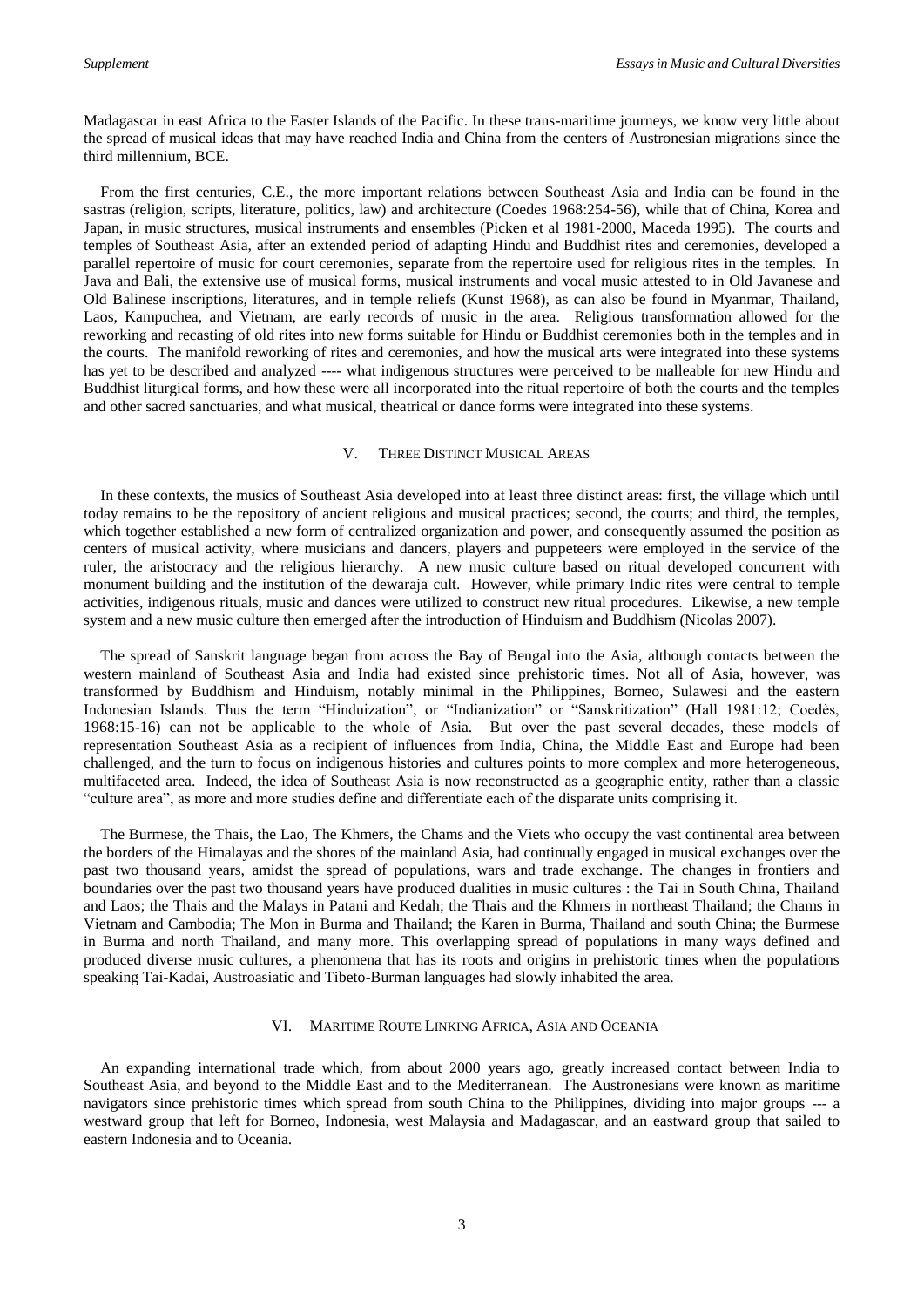Madagascar in east Africa to the Easter Islands of the Pacific. In these trans-maritime journeys, we know very little about the spread of musical ideas that may have reached India and China from the centers of Austronesian migrations since the third millennium, BCE.

From the first centuries, C.E., the more important relations between Southeast Asia and India can be found in the sastras (religion, scripts, literature, politics, law) and architecture (Coedes 1968:254-56), while that of China, Korea and Japan, in music structures, musical instruments and ensembles (Picken et al 1981-2000, Maceda 1995). The courts and temples of Southeast Asia, after an extended period of adapting Hindu and Buddhist rites and ceremonies, developed a parallel repertoire of music for court ceremonies, separate from the repertoire used for religious rites in the temples. In Java and Bali, the extensive use of musical forms, musical instruments and vocal music attested to in Old Javanese and Old Balinese inscriptions, literatures, and in temple reliefs (Kunst 1968), as can also be found in Myanmar, Thailand, Laos, Kampuchea, and Vietnam, are early records of music in the area. Religious transformation allowed for the reworking and recasting of old rites into new forms suitable for Hindu or Buddhist ceremonies both in the temples and in the courts. The manifold reworking of rites and ceremonies, and how the musical arts were integrated into these systems has yet to be described and analyzed ---- what indigenous structures were perceived to be malleable for new Hindu and Buddhist liturgical forms, and how these were all incorporated into the ritual repertoire of both the courts and the temples and other sacred sanctuaries, and what musical, theatrical or dance forms were integrated into these systems.

## V. Three Distinct Musical Areas

In these contexts, the musics of Southeast Asia developed into at least three distinct areas: first, the village which until today remains to be the repository of ancient religious and musical practices; second, the courts; and third, the temples, which together established a new form of centralized organization and power, and consequently assumed the position as centers of musical activity, where musicians and dancers, players and puppeteers were employed in the service of the ruler, the aristocracy and the religious hierarchy. A new music culture based on ritual developed concurrent with monument building and the institution of the dewaraja cult. However, while primary Indic rites were central to temple activities, indigenous rituals, music and dances were utilized to construct new ritual procedures. Likewise, a new temple system and a new music culture then emerged after the introduction of Hinduism and Buddhism (Nicolas 2007).

The spread of Sanskrit language began from across the Bay of Bengal into the Asia, although contacts between the western mainland of Southeast Asia and India had existed since prehistoric times. Not all of Asia, however, was transformed by Buddhism and Hinduism, notably minimal in the Philippines, Borneo, Sulawesi and the eastern Indonesian Islands. Thus the term "Hinduization", or "Indianization" or "Sanskritization" (Hall 1981:12; Coedès, 1968:15-16) can not be applicable to the whole of Asia. But over the past several decades, these models of representation Southeast Asia as a recipient of influences from India, China, the Middle East and Europe had been challenged, and the turn to focus on indigenous histories and cultures points to more complex and more heterogeneous, multifaceted area. Indeed, the idea of Southeast Asia is now reconstructed as a geographic entity, rather than a classic "culture area", as more and more studies define and differentiate each of the disparate units comprising it.

The Burmese, the Thais, the Lao, The Khmers, the Chams and the Viets who occupy the vast continental area between the borders of the Himalayas and the shores of the mainland Asia, had continually engaged in musical exchanges over the past two thousand years, amidst the spread of populations, wars and trade exchange. The changes in frontiers and boundaries over the past two thousand years have produced dualities in music cultures : the Tai in South China, Thailand and Laos; the Thais and the Malays in Patani and Kedah; the Thais and the Khmers in northeast Thailand; the Chams in Vietnam and Cambodia; The Mon in Burma and Thailand; the Karen in Burma, Thailand and south China; the Burmese in Burma and north Thailand, and many more. This overlapping spread of populations in many ways defined and produced diverse music cultures, a phenomena that has its roots and origins in prehistoric times when the populations speaking Tai-Kadai, Austroasiatic and Tibeto-Burman languages had slowly inhabited the area.

## VI. Maritime Route Linking Africa, Asia and Oceania

An expanding international trade which, from about 2000 years ago, greatly increased contact between India to Southeast Asia, and beyond to the Middle East and to the Mediterranean. The Austronesians were known as maritime navigators since prehistoric times which spread from south China to the Philippines, dividing into major groups --- a westward group that left for Borneo, Indonesia, west Malaysia and Madagascar, and an eastward group that sailed to eastern Indonesia and to Oceania.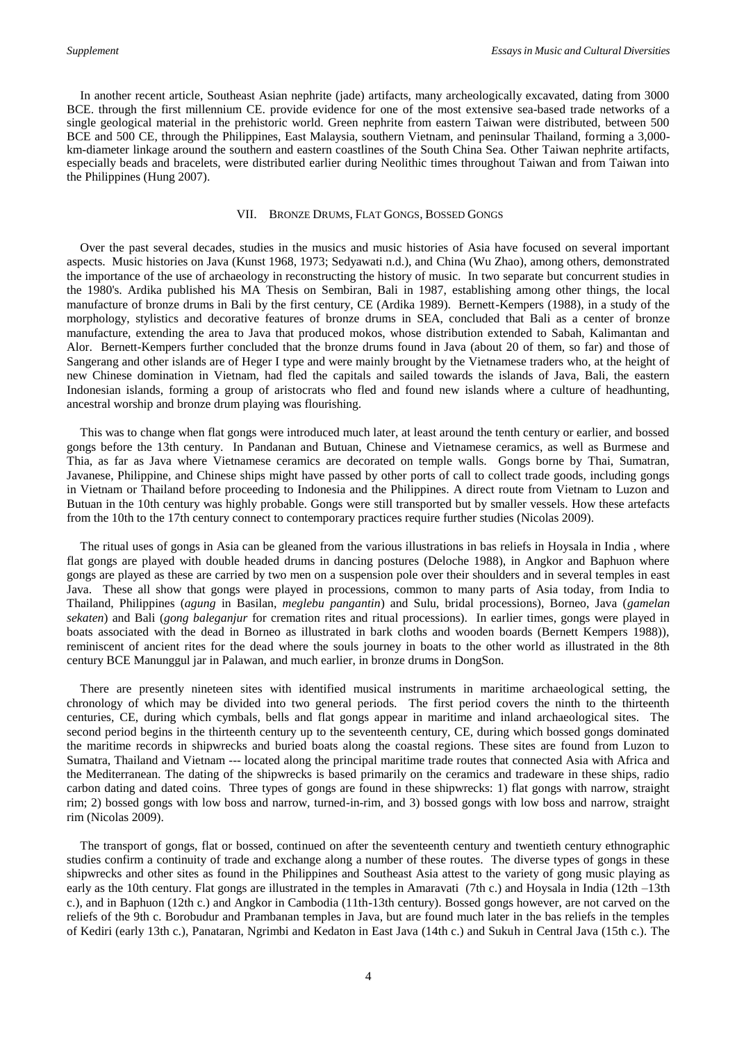In another recent article, Southeast Asian nephrite (jade) artifacts, many archeologically excavated, dating from 3000 BCE. through the first millennium CE. provide evidence for one of the most extensive sea-based trade networks of a single geological material in the prehistoric world. Green nephrite from eastern Taiwan were distributed, between 500 BCE and 500 CE, through the Philippines, East Malaysia, southern Vietnam, and peninsular Thailand, forming a 3,000-km-diameter linkage around the southern and eastern coastlines of the South China Sea. Other Taiwan nephrite artifacts, especially beads and bracelets, were distributed earlier during Neolithic times throughout Taiwan and from Taiwan into the Philippines (Hung 2007).

## VII. Bronze Drums, Flat Gongs, Bossed Gongs

Over the past several decades, studies in the musics and music histories of Asia have focused on several important aspects. Music histories on Java (Kunst 1968, 1973; Sedyawati n.d.), and China (Wu Zhao), among others, demonstrated the importance of the use of archaeology in reconstructing the history of music. In two separate but concurrent studies in the 1980's. Ardika published his MA Thesis on Sembiran, Bali in 1987, establishing among other things, the local manufacture of bronze drums in Bali by the first century, CE (Ardika 1989). Bernett-Kempers (1988), in a study of the morphology, stylistics and decorative features of bronze drums in SEA, concluded that Bali as a center of bronze manufacture, extending the area to Java that produced mokos, whose distribution extended to Sabah, Kalimantan and Alor. Bernett-Kempers further concluded that the bronze drums found in Java (about 20 of them, so far) and those of Sangerang and other islands are of Heger I type and were mainly brought by the Vietnamese traders who, at the height of new Chinese domination in Vietnam, had fled the capitals and sailed towards the islands of Java, Bali, the eastern Indonesian islands, forming a group of aristocrats who fled and found new islands where a culture of headhunting, ancestral worship and bronze drum playing was flourishing.

This was to change when flat gongs were introduced much later, at least around the tenth century or earlier, and bossed gongs before the 13th century. In Pandanan and Butuan, Chinese and Vietnamese ceramics, as well as Burmese and Thia, as far as Java where Vietnamese ceramics are decorated on temple walls. Gongs borne by Thai, Sumatran, Javanese, Philippine, and Chinese ships might have passed by other ports of call to collect trade goods, including gongs in Vietnam or Thailand before proceeding to Indonesia and the Philippines. A direct route from Vietnam to Luzon and Butuan in the 10th century was highly probable. Gongs were still transported but by smaller vessels. How these artefacts from the 10th to the 17th century connect to contemporary practices require further studies (Nicolas 2009).

The ritual uses of gongs in Asia can be gleaned from the various illustrations in bas reliefs in Hoysala in India , where flat gongs are played with double headed drums in dancing postures (Deloche 1988), in Angkor and Baphuon where gongs are played as these are carried by two men on a suspension pole over their shoulders and in several temples in east Java. These all show that gongs were played in processions, common to many parts of Asia today, from India to Thailand, Philippines (*agung* in Basilan, *meglebu pangantin*) and Sulu, bridal processions), Borneo, Java (*gamelan sekaten*) and Bali (*gong baleganjur* for cremation rites and ritual processions). In earlier times, gongs were played in boats associated with the dead in Borneo as illustrated in bark cloths and wooden boards (Bernett Kempers 1988)), reminiscent of ancient rites for the dead where the souls journey in boats to the other world as illustrated in the 8th century BCE Manunggul jar in Palawan, and much earlier, in bronze drums in DongSon.

There are presently nineteen sites with identified musical instruments in maritime archaeological setting, the chronology of which may be divided into two general periods. The first period covers the ninth to the thirteenth centuries, CE, during which cymbals, bells and flat gongs appear in maritime and inland archaeological sites. The second period begins in the thirteenth century up to the seventeenth century, CE, during which bossed gongs dominated the maritime records in shipwrecks and buried boats along the coastal regions. These sites are found from Luzon to Sumatra, Thailand and Vietnam --- located along the principal maritime trade routes that connected Asia with Africa and the Mediterranean. The dating of the shipwrecks is based primarily on the ceramics and tradeware in these ships, radio carbon dating and dated coins. Three types of gongs are found in these shipwrecks: 1) flat gongs with narrow, straight rim; 2) bossed gongs with low boss and narrow, turned-in-rim, and 3) bossed gongs with low boss and narrow, straight rim (Nicolas 2009).

The transport of gongs, flat or bossed, continued on after the seventeenth century and twentieth century ethnographic studies confirm a continuity of trade and exchange along a number of these routes. The diverse types of gongs in these shipwrecks and other sites as found in the Philippines and Southeast Asia attest to the variety of gong music playing as early as the 10th century. Flat gongs are illustrated in the temples in Amaravati (7th c.) and Hoysala in India (12th –13th c.), and in Baphuon (12th c.) and Angkor in Cambodia (11th-13th century). Bossed gongs however, are not carved on the reliefs of the 9th c. Borobudur and Prambanan temples in Java, but are found much later in the bas reliefs in the temples of Kediri (early 13th c.), Panataran, Ngrimbi and Kedaton in East Java (14th c.) and Sukuh in Central Java (15th c.). The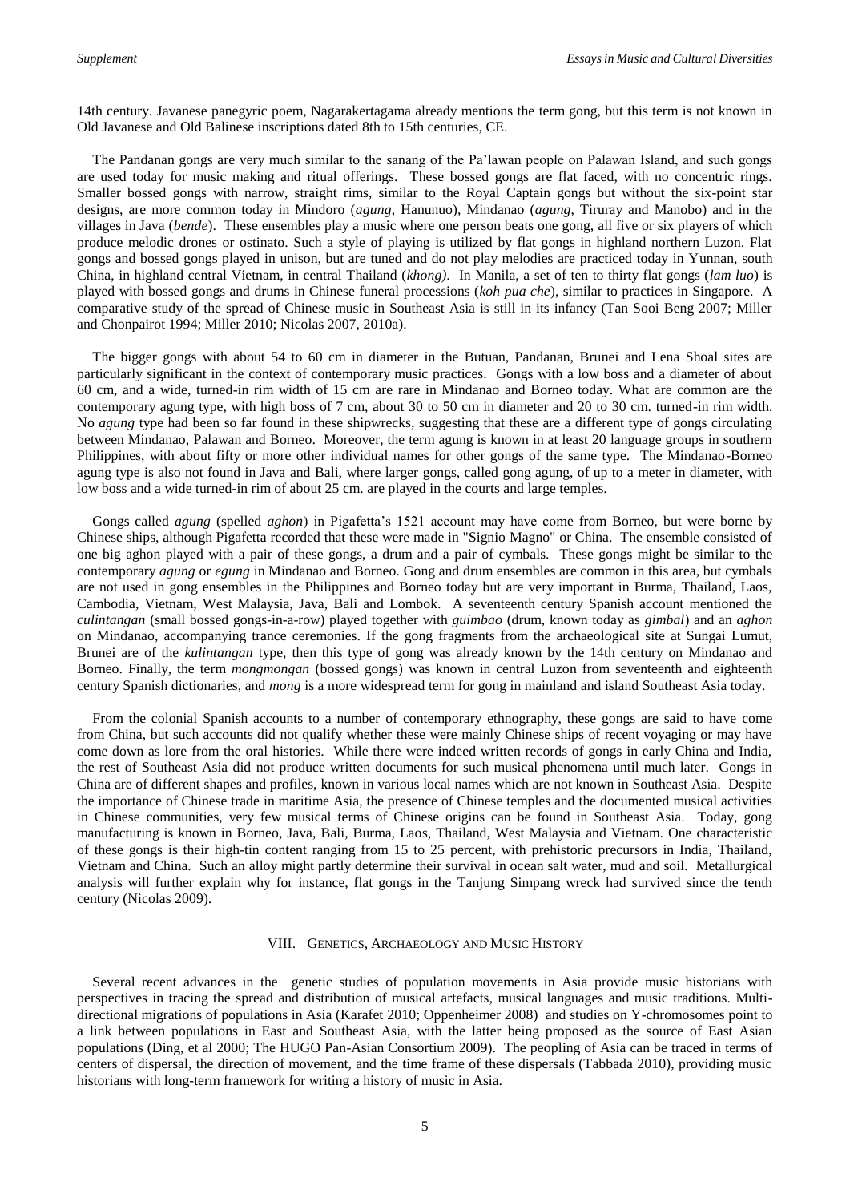14th century. Javanese panegyric poem, Nagarakertagama already mentions the term gong, but this term is not known in Old Javanese and Old Balinese inscriptions dated 8th to 15th centuries, CE.

The Pandanan gongs are very much similar to the sanang of the Pa'lawan people on Palawan Island, and such gongs are used today for music making and ritual offerings. These bossed gongs are flat faced, with no concentric rings. Smaller bossed gongs with narrow, straight rims, similar to the Royal Captain gongs but without the six-point star designs, are more common today in Mindoro (*agung*, Hanunuo), Mindanao (*agung*, Tiruray and Manobo) and in the villages in Java (*bende*). These ensembles play a music where one person beats one gong, all five or six players of which produce melodic drones or ostinato. Such a style of playing is utilized by flat gongs in highland northern Luzon. Flat gongs and bossed gongs played in unison, but are tuned and do not play melodies are practiced today in Yunnan, south China, in highland central Vietnam, in central Thailand (*khong)*. In Manila, a set of ten to thirty flat gongs (*lam luo*) is played with bossed gongs and drums in Chinese funeral processions (*koh pua che*), similar to practices in Singapore. A comparative study of the spread of Chinese music in Southeast Asia is still in its infancy (Tan Sooi Beng 2007; Miller and Chonpairot 1994; Miller 2010; Nicolas 2007, 2010a).

The bigger gongs with about 54 to 60 cm in diameter in the Butuan, Pandanan, Brunei and Lena Shoal sites are particularly significant in the context of contemporary music practices. Gongs with a low boss and a diameter of about 60 cm, and a wide, turned-in rim width of 15 cm are rare in Mindanao and Borneo today. What are common are the contemporary agung type, with high boss of 7 cm, about 30 to 50 cm in diameter and 20 to 30 cm. turned-in rim width. No *agung* type had been so far found in these shipwrecks, suggesting that these are a different type of gongs circulating between Mindanao, Palawan and Borneo. Moreover, the term agung is known in at least 20 language groups in southern Philippines, with about fifty or more other individual names for other gongs of the same type. The Mindanao-Borneo agung type is also not found in Java and Bali, where larger gongs, called gong agung, of up to a meter in diameter, with low boss and a wide turned-in rim of about 25 cm. are played in the courts and large temples.

Gongs called *agung* (spelled *aghon*) in Pigafetta's 1521 account may have come from Borneo, but were borne by Chinese ships, although Pigafetta recorded that these were made in "Signio Magno" or China. The ensemble consisted of one big aghon played with a pair of these gongs, a drum and a pair of cymbals. These gongs might be similar to the contemporary *agung* or *egung* in Mindanao and Borneo. Gong and drum ensembles are common in this area, but cymbals are not used in gong ensembles in the Philippines and Borneo today but are very important in Burma, Thailand, Laos, Cambodia, Vietnam, West Malaysia, Java, Bali and Lombok. A seventeenth century Spanish account mentioned the *culintangan* (small bossed gongs-in-a-row) played together with *guimbao* (drum, known today as *gimbal*) and an *aghon* on Mindanao, accompanying trance ceremonies. If the gong fragments from the archaeological site at Sungai Lumut, Brunei are of the *kulintangan* type, then this type of gong was already known by the 14th century on Mindanao and Borneo. Finally, the term *mongmongan* (bossed gongs) was known in central Luzon from seventeenth and eighteenth century Spanish dictionaries, and *mong* is a more widespread term for gong in mainland and island Southeast Asia today.

From the colonial Spanish accounts to a number of contemporary ethnography, these gongs are said to have come from China, but such accounts did not qualify whether these were mainly Chinese ships of recent voyaging or may have come down as lore from the oral histories. While there were indeed written records of gongs in early China and India, the rest of Southeast Asia did not produce written documents for such musical phenomena until much later. Gongs in China are of different shapes and profiles, known in various local names which are not known in Southeast Asia. Despite the importance of Chinese trade in maritime Asia, the presence of Chinese temples and the documented musical activities in Chinese communities, very few musical terms of Chinese origins can be found in Southeast Asia. Today, gong manufacturing is known in Borneo, Java, Bali, Burma, Laos, Thailand, West Malaysia and Vietnam. One characteristic of these gongs is their high-tin content ranging from 15 to 25 percent, with prehistoric precursors in India, Thailand, Vietnam and China. Such an alloy might partly determine their survival in ocean salt water, mud and soil. Metallurgical analysis will further explain why for instance, flat gongs in the Tanjung Simpang wreck had survived since the tenth century (Nicolas 2009).

## VIII. Genetics, Archaeology and Music History

Several recent advances in the genetic studies of population movements in Asia provide music historians with perspectives in tracing the spread and distribution of musical artefacts, musical languages and music traditions. Multi-directional migrations of populations in Asia (Karafet 2010; Oppenheimer 2008) and studies on Y-chromosomes point to a link between populations in East and Southeast Asia, with the latter being proposed as the source of East Asian populations (Ding, et al 2000; The HUGO Pan-Asian Consortium 2009). The peopling of Asia can be traced in terms of centers of dispersal, the direction of movement, and the time frame of these dispersals (Tabbada 2010), providing music historians with long-term framework for writing a history of music in Asia.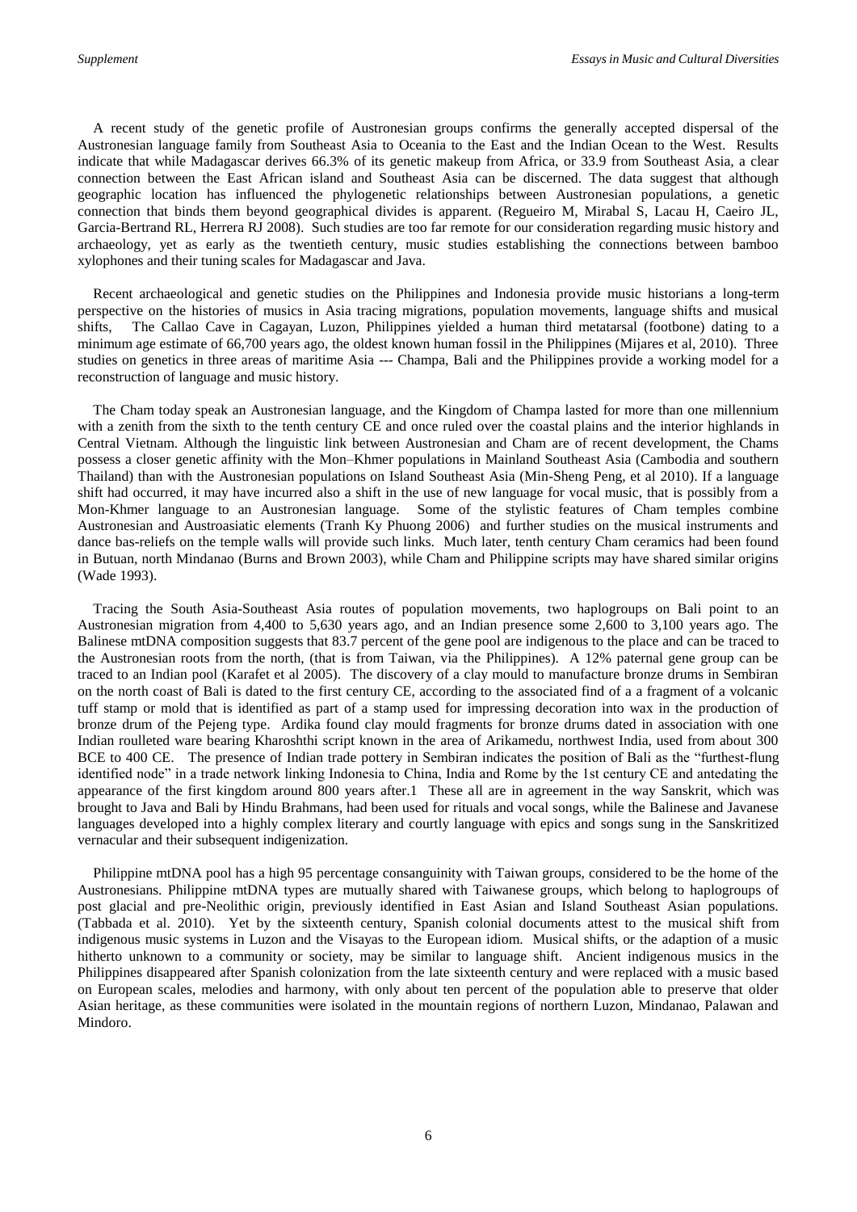A recent study of the genetic profile of Austronesian groups confirms the generally accepted dispersal of the Austronesian language family from Southeast Asia to Oceania to the East and the Indian Ocean to the West. Results indicate that while Madagascar derives 66.3% of its genetic makeup from Africa, or 33.9 from Southeast Asia, a clear connection between the East African island and Southeast Asia can be discerned. The data suggest that although geographic location has influenced the phylogenetic relationships between Austronesian populations, a genetic connection that binds them beyond geographical divides is apparent. (Regueiro M, Mirabal S, Lacau H, Caeiro JL, Garcia-Bertrand RL, Herrera RJ 2008). Such studies are too far remote for our consideration regarding music history and archaeology, yet as early as the twentieth century, music studies establishing the connections between bamboo xylophones and their tuning scales for Madagascar and Java.

Recent archaeological and genetic studies on the Philippines and Indonesia provide music historians a long-term perspective on the histories of musics in Asia tracing migrations, population movements, language shifts and musical shifts, The Callao Cave in Cagayan, Luzon, Philippines yielded a human third metatarsal (footbone) dating to a minimum age estimate of 66,700 years ago, the oldest known human fossil in the Philippines (Mijares et al, 2010). Three studies on genetics in three areas of maritime Asia --- Champa, Bali and the Philippines provide a working model for a reconstruction of language and music history.

The Cham today speak an Austronesian language, and the Kingdom of Champa lasted for more than one millennium with a zenith from the sixth to the tenth century CE and once ruled over the coastal plains and the interior highlands in Central Vietnam. Although the linguistic link between Austronesian and Cham are of recent development, the Chams possess a closer genetic affinity with the Mon–Khmer populations in Mainland Southeast Asia (Cambodia and southern Thailand) than with the Austronesian populations on Island Southeast Asia (Min-Sheng Peng, et al 2010). If a language shift had occurred, it may have incurred also a shift in the use of new language for vocal music, that is possibly from a Mon-Khmer language to an Austronesian language. Some of the stylistic features of Cham temples combine Austronesian and Austroasiatic elements (Tranh Ky Phuong 2006) and further studies on the musical instruments and dance bas-reliefs on the temple walls will provide such links. Much later, tenth century Cham ceramics had been found in Butuan, north Mindanao (Burns and Brown 2003), while Cham and Philippine scripts may have shared similar origins (Wade 1993).

Tracing the South Asia-Southeast Asia routes of population movements, two haplogroups on Bali point to an Austronesian migration from 4,400 to 5,630 years ago, and an Indian presence some 2,600 to 3,100 years ago. The Balinese mtDNA composition suggests that 83.7 percent of the gene pool are indigenous to the place and can be traced to the Austronesian roots from the north, (that is from Taiwan, via the Philippines). A 12% paternal gene group can be traced to an Indian pool (Karafet et al 2005). The discovery of a clay mould to manufacture bronze drums in Sembiran on the north coast of Bali is dated to the first century CE, according to the associated find of a a fragment of a volcanic tuff stamp or mold that is identified as part of a stamp used for impressing decoration into wax in the production of bronze drum of the Pejeng type. Ardika found clay mould fragments for bronze drums dated in association with one Indian roulleted ware bearing Kharoshthi script known in the area of Arikamedu, northwest India, used from about 300 BCE to 400 CE. The presence of Indian trade pottery in Sembiran indicates the position of Bali as the "furthest-flung identified node" in a trade network linking Indonesia to China, India and Rome by the 1st century CE and antedating the appearance of the first kingdom around 800 years after.1 These all are in agreement in the way Sanskrit, which was brought to Java and Bali by Hindu Brahmans, had been used for rituals and vocal songs, while the Balinese and Javanese languages developed into a highly complex literary and courtly language with epics and songs sung in the Sanskritized vernacular and their subsequent indigenization.

Philippine mtDNA pool has a high 95 percentage consanguinity with Taiwan groups, considered to be the home of the Austronesians. Philippine mtDNA types are mutually shared with Taiwanese groups, which belong to haplogroups of post glacial and pre-Neolithic origin, previously identified in East Asian and Island Southeast Asian populations. (Tabbada et al. 2010). Yet by the sixteenth century, Spanish colonial documents attest to the musical shift from indigenous music systems in Luzon and the Visayas to the European idiom. Musical shifts, or the adaption of a music hitherto unknown to a community or society, may be similar to language shift. Ancient indigenous musics in the Philippines disappeared after Spanish colonization from the late sixteenth century and were replaced with a music based on European scales, melodies and harmony, with only about ten percent of the population able to preserve that older Asian heritage, as these communities were isolated in the mountain regions of northern Luzon, Mindanao, Palawan and Mindoro.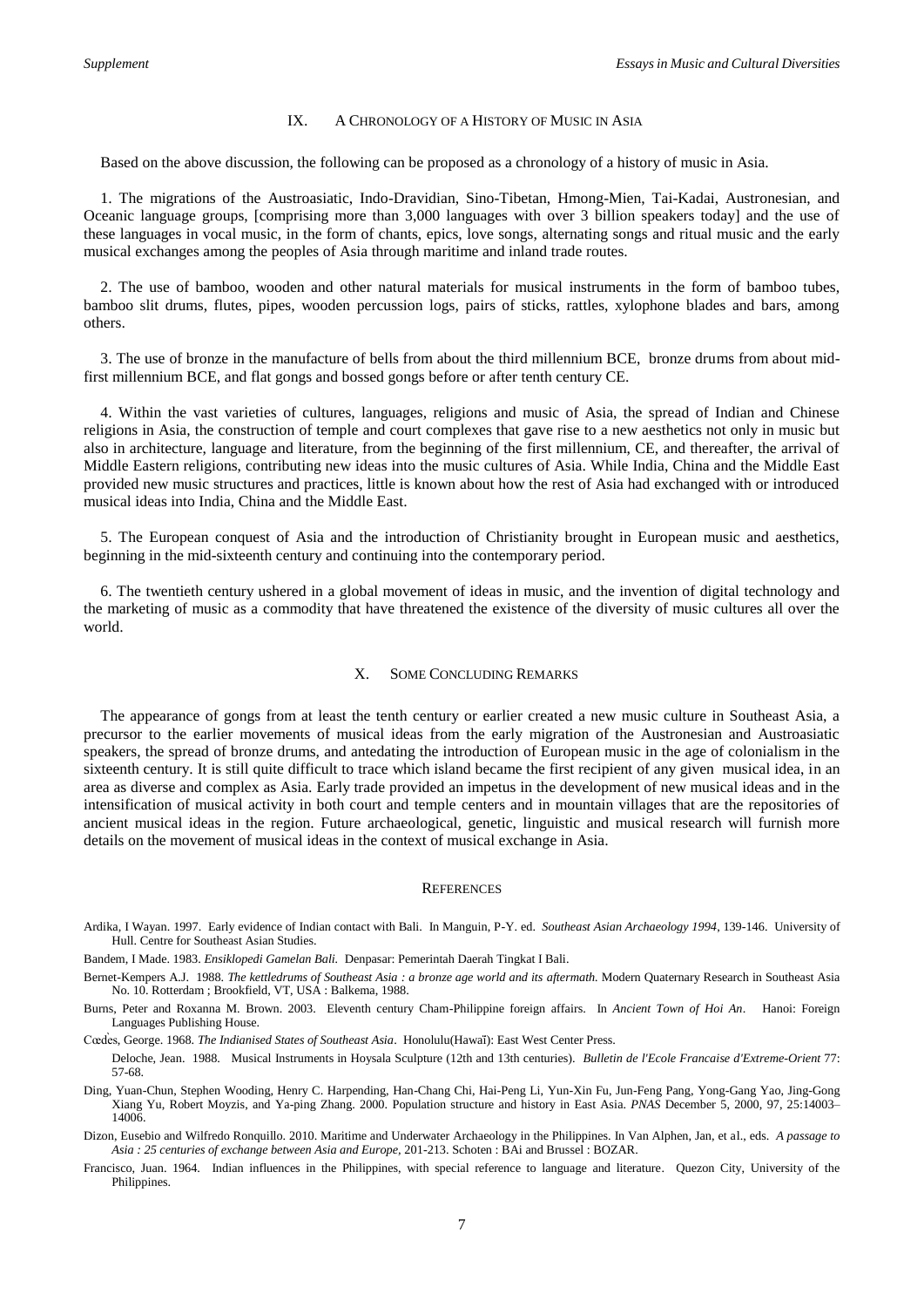## IX. A Chronology of a History of Music in Asia

Based on the above discussion, the following can be proposed as a chronology of a history of music in Asia.

1. The migrations of the Austroasiatic, Indo-Dravidian, Sino-Tibetan, Hmong-Mien, Tai-Kadai, Austronesian, and Oceanic language groups, [comprising more than 3,000 languages with over 3 billion speakers today] and the use of these languages in vocal music, in the form of chants, epics, love songs, alternating songs and ritual music and the early musical exchanges among the peoples of Asia through maritime and inland trade routes.

2. The use of bamboo, wooden and other natural materials for musical instruments in the form of bamboo tubes, bamboo slit drums, flutes, pipes, wooden percussion logs, pairs of sticks, rattles, xylophone blades and bars, among others.

3. The use of bronze in the manufacture of bells from about the third millennium BCE, bronze drums from about mid-first millennium BCE, and flat gongs and bossed gongs before or after tenth century CE.

4. Within the vast varieties of cultures, languages, religions and music of Asia, the spread of Indian and Chinese religions in Asia, the construction of temple and court complexes that gave rise to a new aesthetics not only in music but also in architecture, language and literature, from the beginning of the first millennium, CE, and thereafter, the arrival of Middle Eastern religions, contributing new ideas into the music cultures of Asia. While India, China and the Middle East provided new music structures and practices, little is known about how the rest of Asia had exchanged with or introduced musical ideas into India, China and the Middle East.

5. The European conquest of Asia and the introduction of Christianity brought in European music and aesthetics, beginning in the mid-sixteenth century and continuing into the contemporary period.

6. The twentieth century ushered in a global movement of ideas in music, and the invention of digital technology and the marketing of music as a commodity that have threatened the existence of the diversity of music cultures all over the world.

## X. Some Concluding Remarks

The appearance of gongs from at least the tenth century or earlier created a new music culture in Southeast Asia, a precursor to the earlier movements of musical ideas from the early migration of the Austronesian and Austroasiatic speakers, the spread of bronze drums, and antedating the introduction of European music in the age of colonialism in the sixteenth century. It is still quite difficult to trace which island became the first recipient of any given musical idea, in an area as diverse and complex as Asia. Early trade provided an impetus in the development of new musical ideas and in the intensification of musical activity in both court and temple centers and in mountain villages that are the repositories of ancient musical ideas in the region. Future archaeological, genetic, linguistic and musical research will furnish more details on the movement of musical ideas in the context of musical exchange in Asia.

## References

Ardika, I Wayan. 1997. Early evidence of Indian contact with Bali. In Manguin, P-Y. ed. *Southeast Asian Archaeology 1994*, 139-146. University of Hull. Centre for Southeast Asian Studies.

Bandem, I Made. 1983. *Ensiklopedi Gamelan Bali*. Denpasar: Pemerintah Daerah Tingkat I Bali.

Bernet-Kempers A.J. 1988. *The kettledrums of Southeast Asia : a bronze age world and its aftermath.* Modern Quaternary Research in Southeast Asia No. 10. Rotterdam ; Brookfield, VT, USA : Balkema, 1988.

Burns, Peter and Roxanna M. Brown. 2003. Eleventh century Cham-Philippine foreign affairs. In *Ancient Town of Hoi An*. Hanoi: Foreign Languages Publishing House.

Cœdès, George. 1968. *The Indianised States of Southeast Asia*. Honolulu(Hawaï): East West Center Press.

Deloche, Jean. 1988. Musical Instruments in Hoysala Sculpture (12th and 13th centuries). *Bulletin de l'Ecole Francaise d'Extreme-Orient* 77: 57-68.

Ding, Yuan-Chun, Stephen Wooding, Henry C. Harpending, Han-Chang Chi, Hai-Peng Li, Yun-Xin Fu, Jun-Feng Pang, Yong-Gang Yao, Jing-Gong Xiang Yu, Robert Moyzis, and Ya-ping Zhang. 2000. Population structure and history in East Asia. *PNAS* December 5, 2000, 97, 25:14003–14006.

Dizon, Eusebio and Wilfredo Ronquillo. 2010. Maritime and Underwater Archaeology in the Philippines. In Van Alphen, Jan, et al., eds. *A passage to Asia : 25 centuries of exchange between Asia and Europe*, 201-213. Schoten : BAi and Brussel : BOZAR.

Francisco, Juan. 1964. Indian influences in the Philippines, with special reference to language and literature. Quezon City, University of the Philippines.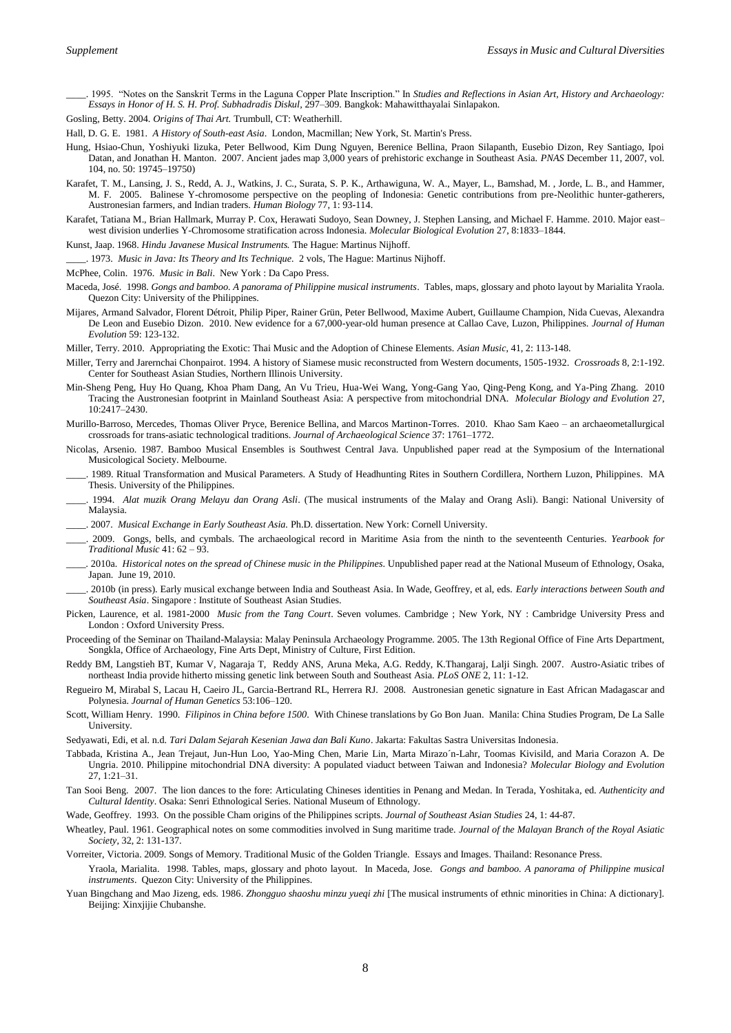____. 1995. "Notes on the Sanskrit Terms in the Laguna Copper Plate Inscription." In *Studies and Reflections in Asian Art, History and Archaeology: Essays in Honor of H. S. H. Prof. Subhadradis Diskul*, 297–309. Bangkok: Mahawitthayalai Sinlapakon.

Gosling, Betty. 2004. *Origins of Thai Art.* Trumbull, CT: Weatherhill.

Hall, D. G. E. 1981. *A History of South-east Asia*. London, Macmillan; New York, St. Martin's Press.

Hung, Hsiao-Chun, Yoshiyuki Iizuka, Peter Bellwood, Kim Dung Nguyen, Berenice Bellina, Praon Silapanth, Eusebio Dizon, Rey Santiago, Ipoi Datan, and Jonathan H. Manton. 2007. Ancient jades map 3,000 years of prehistoric exchange in Southeast Asia. *PNAS* December 11, 2007, vol. 104, no. 50: 19745–19750)

Karafet, T. M., Lansing, J. S., Redd, A. J., Watkins, J. C., Surata, S. P. K., Arthawiguna, W. A., Mayer, L., Bamshad, M. , Jorde, L. B., and Hammer, M. F. 2005. Balinese Y-chromosome perspective on the peopling of Indonesia: Genetic contributions from pre-Neolithic hunter-gatherers, Austronesian farmers, and Indian traders. *Human Biology* 77, 1: 93-114.

Karafet, Tatiana M., Brian Hallmark, Murray P. Cox, Herawati Sudoyo, Sean Downey, J. Stephen Lansing, and Michael F. Hamme. 2010. Major east–west division underlies Y-Chromosome stratification across Indonesia. *Molecular Biological Evolution* 27, 8:1833–1844.

Kunst, Jaap. 1968. *Hindu Javanese Musical Instruments.* The Hague: Martinus Nijhoff.

____. 1973. *Music in Java: Its Theory and Its Technique.* 2 vols, The Hague: Martinus Nijhoff.

McPhee, Colin. 1976. *Music in Bali*. New York : Da Capo Press.

Maceda, José. 1998. *Gongs and bamboo. A panorama of Philippine musical instruments*. Tables, maps, glossary and photo layout by Marialita Yraola. Quezon City: University of the Philippines.

Mijares, Armand Salvador, Florent Détroit, Philip Piper, Rainer Grün, Peter Bellwood, Maxime Aubert, Guillaume Champion, Nida Cuevas, Alexandra De Leon and Eusebio Dizon. 2010. New evidence for a 67,000-year-old human presence at Callao Cave, Luzon, Philippines. *Journal of Human Evolution* 59: 123-132.

Miller, Terry. 2010. Appropriating the Exotic: Thai Music and the Adoption of Chinese Elements. *Asian Music*, 41, 2: 113-148.

Miller, Terry and Jarernchai Chonpairot. 1994. A history of Siamese music reconstructed from Western documents, 1505-1932. *Crossroads* 8, 2:1-192. Center for Southeast Asian Studies, Northern Illinois University.

Min-Sheng Peng, Huy Ho Quang, Khoa Pham Dang, An Vu Trieu, Hua-Wei Wang, Yong-Gang Yao, Qing-Peng Kong, and Ya-Ping Zhang. 2010 Tracing the Austronesian footprint in Mainland Southeast Asia: A perspective from mitochondrial DNA. *Molecular Biology and Evolution* 27, 10:2417–2430.

Murillo-Barroso, Mercedes, Thomas Oliver Pryce, Berenice Bellina, and Marcos Martinon-Torres. 2010. Khao Sam Kaeo – an archaeometallurgical crossroads for trans-asiatic technological traditions. *Journal of Archaeological Science* 37: 1761–1772.

Nicolas, Arsenio. 1987. Bamboo Musical Ensembles is Southwest Central Java. Unpublished paper read at the Symposium of the International Musicological Society. Melbourne.

____. 1989. Ritual Transformation and Musical Parameters. A Study of Headhunting Rites in Southern Cordillera, Northern Luzon, Philippines. MA Thesis. University of the Philippines.

____. 1994. *Alat muzik Orang Melayu dan Orang Asli*. (The musical instruments of the Malay and Orang Asli). Bangi: National University of Malaysia.

____. 2007. *Musical Exchange in Early Southeast Asia.* Ph.D. dissertation. New York: Cornell University.

____. 2009. Gongs, bells, and cymbals. The archaeological record in Maritime Asia from the ninth to the seventeenth Centuries. *Yearbook for Traditional Music* 41: 62 – 93.

____. 2010a. *Historical notes on the spread of Chinese music in the Philippines*. Unpublished paper read at the National Museum of Ethnology, Osaka, Japan. June 19, 2010.

____. 2010b (in press). Early musical exchange between India and Southeast Asia. In Wade, Geoffrey, et al, eds. *Early interactions between South and Southeast Asia*. Singapore : Institute of Southeast Asian Studies.

Picken, Laurence, et al. 1981-2000 *Music from the Tang Court*. Seven volumes. Cambridge ; New York, NY : Cambridge University Press and London : Oxford University Press.

Proceeding of the Seminar on Thailand-Malaysia: Malay Peninsula Archaeology Programme. 2005. The 13th Regional Office of Fine Arts Department, Songkla, Office of Archaeology, Fine Arts Dept, Ministry of Culture, First Edition.

Reddy BM, Langstieh BT, Kumar V, Nagaraja T, Reddy ANS, Aruna Meka, A.G. Reddy, K.Thangaraj, Lalji Singh. 2007. Austro-Asiatic tribes of northeast India provide hitherto missing genetic link between South and Southeast Asia. *PLoS ONE* 2, 11: 1-12.

Regueiro M, Mirabal S, Lacau H, Caeiro JL, Garcia-Bertrand RL, Herrera RJ. 2008. Austronesian genetic signature in East African Madagascar and Polynesia. *Journal of Human Genetics* 53:106–120.

Scott, William Henry. 1990. *Filipinos in China before 1500*. With Chinese translations by Go Bon Juan. Manila: China Studies Program, De La Salle University.

Sedyawati, Edi, et al. n.d. *Tari Dalam Sejarah Kesenian Jawa dan Bali Kuno*. Jakarta: Fakultas Sastra Universitas Indonesia.

Tabbada, Kristina A., Jean Trejaut, Jun-Hun Loo, Yao-Ming Chen, Marie Lin, Marta Mirazo´n-Lahr, Toomas Kivisild, and Maria Corazon A. De Ungria. 2010. Philippine mitochondrial DNA diversity: A populated viaduct between Taiwan and Indonesia? *Molecular Biology and Evolution* 27, 1:21–31.

Tan Sooi Beng. 2007. The lion dances to the fore: Articulating Chineses identities in Penang and Medan. In Terada, Yoshitaka, ed. *Authenticity and Cultural Identity*. Osaka: Senri Ethnological Series. National Museum of Ethnology.

Wade, Geoffrey. 1993. On the possible Cham origins of the Philippines scripts. *Journal of Southeast Asian Studies* 24, 1: 44-87.

Wheatley, Paul. 1961. Geographical notes on some commodities involved in Sung maritime trade. *Journal of the Malayan Branch of the Royal Asiatic Society*, 32, 2: 131-137.

Vorreiter, Victoria. 2009. Songs of Memory. Traditional Music of the Golden Triangle. Essays and Images. Thailand: Resonance Press.

Yraola, Marialita. 1998. Tables, maps, glossary and photo layout. In Maceda, Jose. *Gongs and bamboo. A panorama of Philippine musical instruments*. Quezon City: University of the Philippines.

Yuan Bingchang and Mao Jizeng, eds. 1986. *Zhongguo shaoshu minzu yueqi zhi* [The musical instruments of ethnic minorities in China: A dictionary]. Beijing: Xinxjijie Chubanshe.